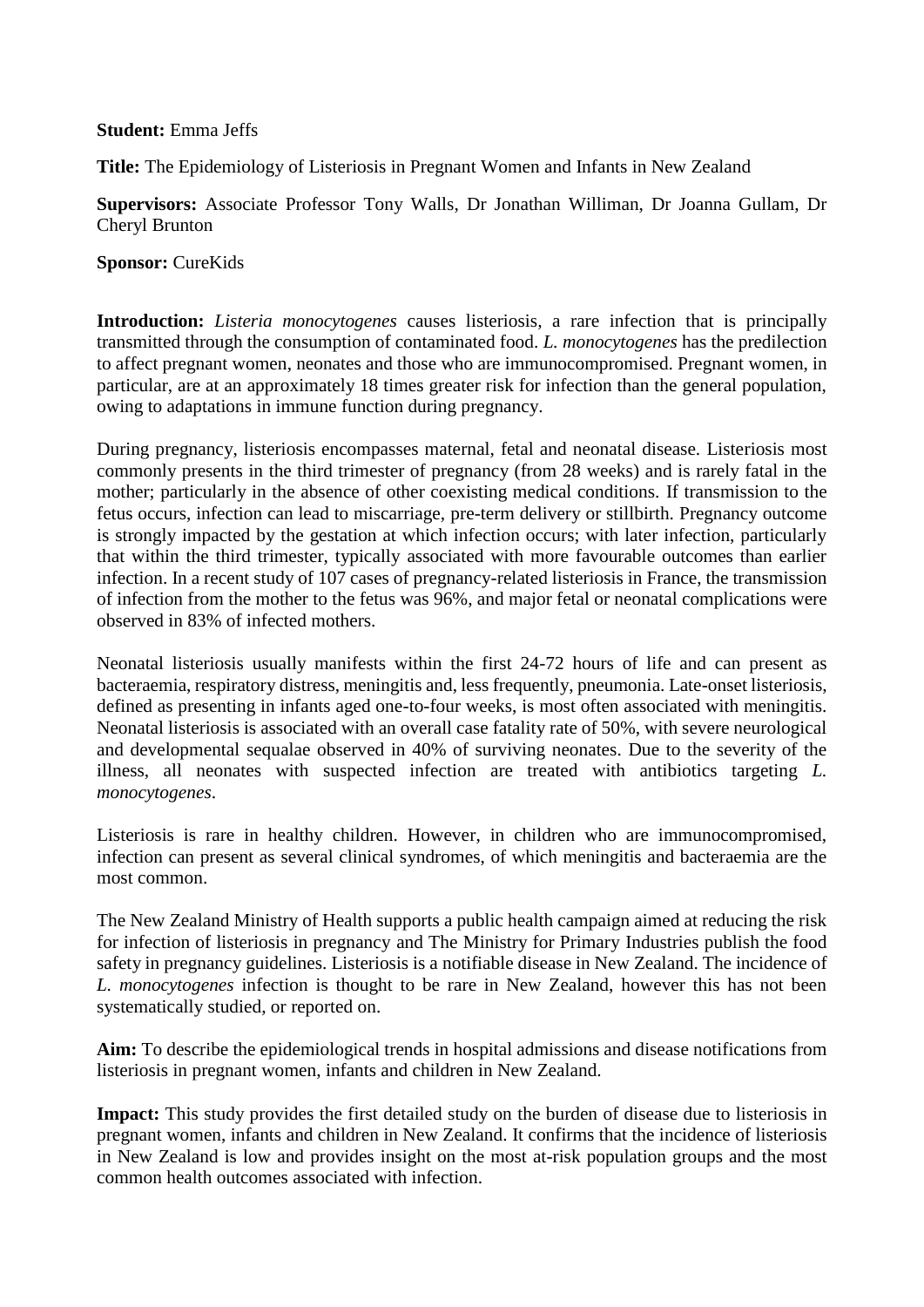**Student:** Emma Jeffs

**Title:** The Epidemiology of Listeriosis in Pregnant Women and Infants in New Zealand

**Supervisors:** Associate Professor Tony Walls, Dr Jonathan Williman, Dr Joanna Gullam, Dr Cheryl Brunton

**Sponsor:** CureKids

**Introduction:** *Listeria monocytogenes* causes listeriosis, a rare infection that is principally transmitted through the consumption of contaminated food. *L. monocytogenes* has the predilection to affect pregnant women, neonates and those who are immunocompromised. Pregnant women, in particular, are at an approximately 18 times greater risk for infection than the general population, owing to adaptations in immune function during pregnancy.

During pregnancy, listeriosis encompasses maternal, fetal and neonatal disease. Listeriosis most commonly presents in the third trimester of pregnancy (from 28 weeks) and is rarely fatal in the mother; particularly in the absence of other coexisting medical conditions. If transmission to the fetus occurs, infection can lead to miscarriage, pre-term delivery or stillbirth. Pregnancy outcome is strongly impacted by the gestation at which infection occurs; with later infection, particularly that within the third trimester, typically associated with more favourable outcomes than earlier infection. In a recent study of 107 cases of pregnancy-related listeriosis in France, the transmission of infection from the mother to the fetus was 96%, and major fetal or neonatal complications were observed in 83% of infected mothers.

Neonatal listeriosis usually manifests within the first 24-72 hours of life and can present as bacteraemia, respiratory distress, meningitis and, less frequently, pneumonia. Late-onset listeriosis, defined as presenting in infants aged one-to-four weeks, is most often associated with meningitis. Neonatal listeriosis is associated with an overall case fatality rate of 50%, with severe neurological and developmental sequalae observed in 40% of surviving neonates. Due to the severity of the illness, all neonates with suspected infection are treated with antibiotics targeting *L. monocytogenes*.

Listeriosis is rare in healthy children. However, in children who are immunocompromised, infection can present as several clinical syndromes, of which meningitis and bacteraemia are the most common.

The New Zealand Ministry of Health supports a public health campaign aimed at reducing the risk for infection of listeriosis in pregnancy and The Ministry for Primary Industries publish the food safety in pregnancy guidelines. Listeriosis is a notifiable disease in New Zealand. The incidence of *L. monocytogenes* infection is thought to be rare in New Zealand, however this has not been systematically studied, or reported on.

**Aim:** To describe the epidemiological trends in hospital admissions and disease notifications from listeriosis in pregnant women, infants and children in New Zealand.

**Impact:** This study provides the first detailed study on the burden of disease due to listeriosis in pregnant women, infants and children in New Zealand. It confirms that the incidence of listeriosis in New Zealand is low and provides insight on the most at-risk population groups and the most common health outcomes associated with infection.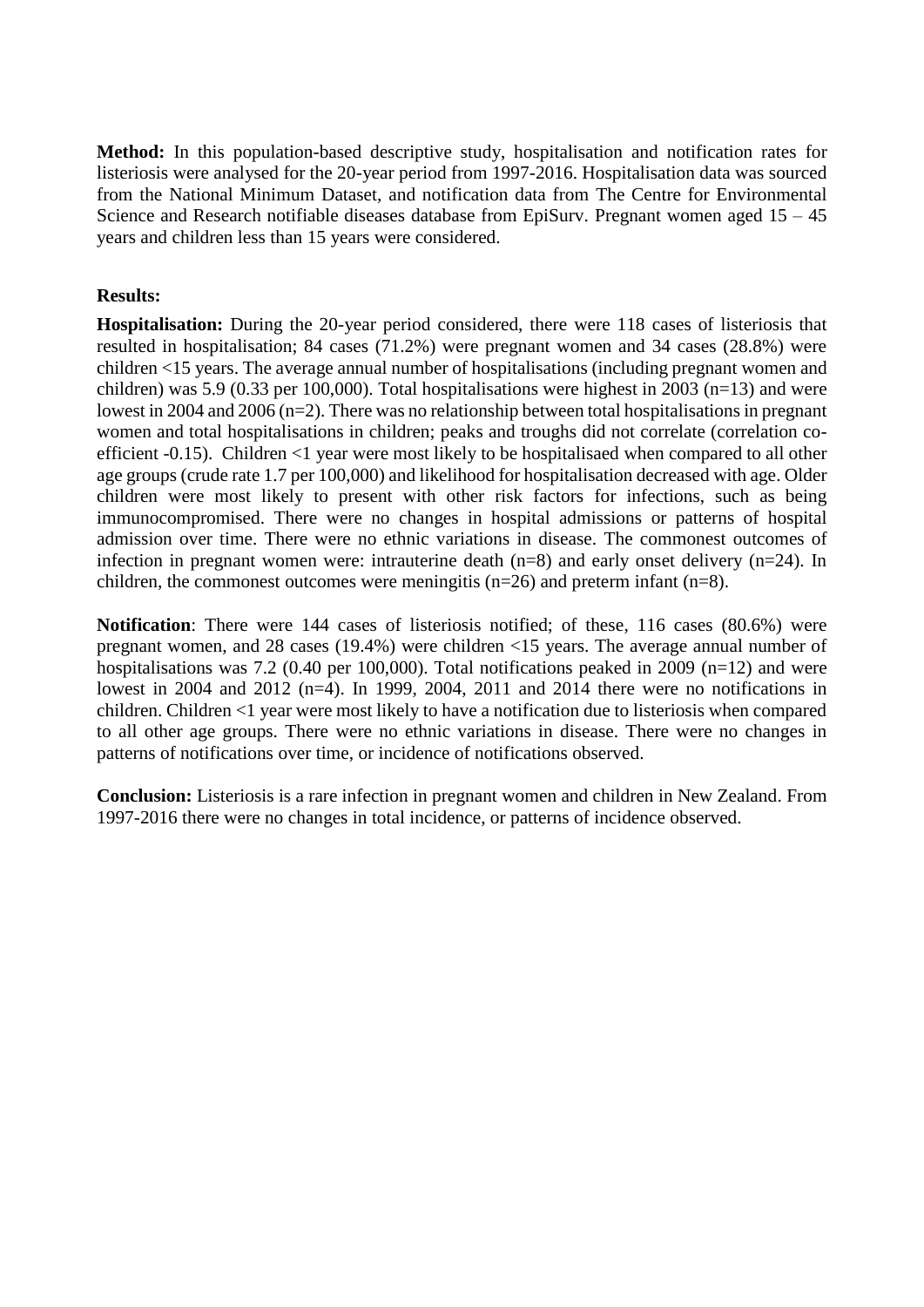**Method:** In this population-based descriptive study, hospitalisation and notification rates for listeriosis were analysed for the 20-year period from 1997-2016. Hospitalisation data was sourced from the National Minimum Dataset, and notification data from The Centre for Environmental Science and Research notifiable diseases database from EpiSurv. Pregnant women aged 15 – 45 years and children less than 15 years were considered.

**Results:**

**Hospitalisation:** During the 20-year period considered, there were 118 cases of listeriosis that resulted in hospitalisation; 84 cases (71.2%) were pregnant women and 34 cases (28.8%) were children <15 years. The average annual number of hospitalisations (including pregnant women and children) was 5.9 (0.33 per 100,000). Total hospitalisations were highest in 2003 (n=13) and were lowest in 2004 and 2006 (n=2). There was no relationship between total hospitalisations in pregnant women and total hospitalisations in children; peaks and troughs did not correlate (correlation co-efficient -0.15). Children <1 year were most likely to be hospitalisaed when compared to all other age groups (crude rate 1.7 per 100,000) and likelihood for hospitalisation decreased with age. Older children were most likely to present with other risk factors for infections, such as being immunocompromised. There were no changes in hospital admissions or patterns of hospital admission over time. There were no ethnic variations in disease. The commonest outcomes of infection in pregnant women were: intrauterine death (n=8) and early onset delivery (n=24). In children, the commonest outcomes were meningitis (n=26) and preterm infant (n=8).

**Notification**: There were 144 cases of listeriosis notified; of these, 116 cases (80.6%) were pregnant women, and 28 cases (19.4%) were children <15 years. The average annual number of hospitalisations was 7.2 (0.40 per 100,000). Total notifications peaked in 2009 (n=12) and were lowest in 2004 and 2012 (n=4). In 1999, 2004, 2011 and 2014 there were no notifications in children. Children <1 year were most likely to have a notification due to listeriosis when compared to all other age groups. There were no ethnic variations in disease. There were no changes in patterns of notifications over time, or incidence of notifications observed.

**Conclusion:** Listeriosis is a rare infection in pregnant women and children in New Zealand. From 1997-2016 there were no changes in total incidence, or patterns of incidence observed.